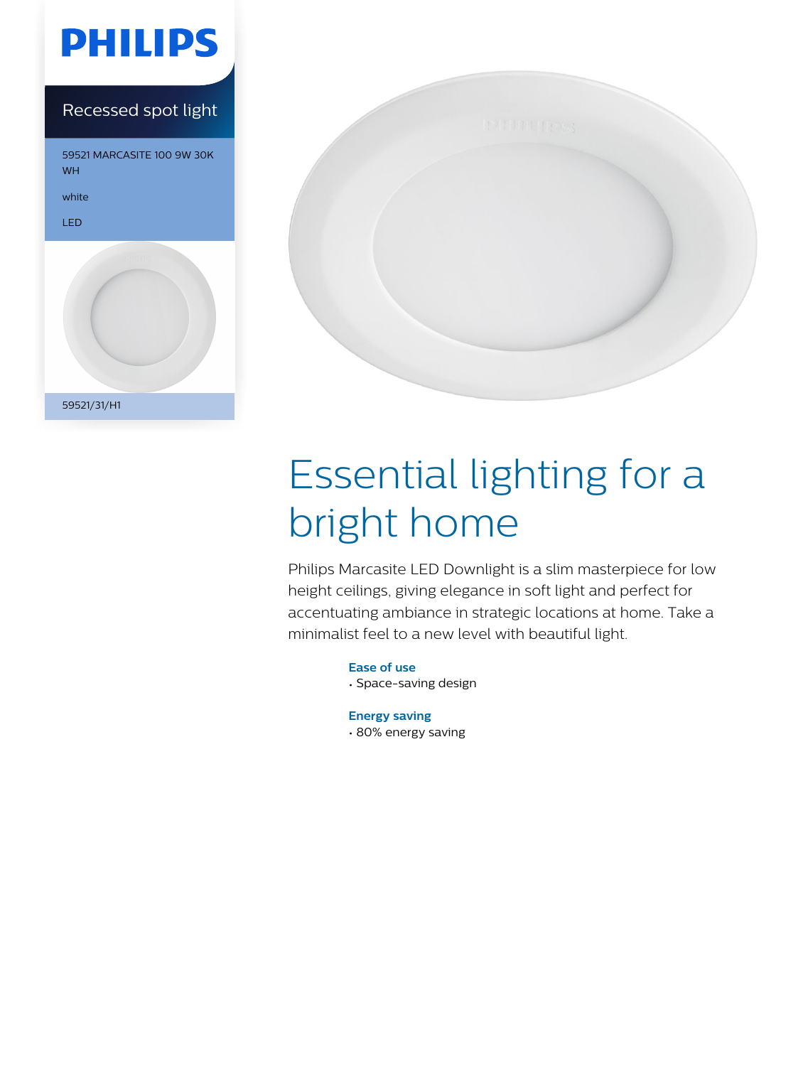PHILIPS

Recessed spot light

59521 MARCASITE 100 9W 30K WH

white

LED

59521/31/H1

# Essential lighting for a bright home

Philips Marcasite LED Downlight is a slim masterpiece for low height ceilings, giving elegance in soft light and perfect for accentuating ambiance in strategic locations at home. Take a minimalist feel to a new level with beautiful light.

### Ease of use
- Space-saving design

### Energy saving
- 80% energy saving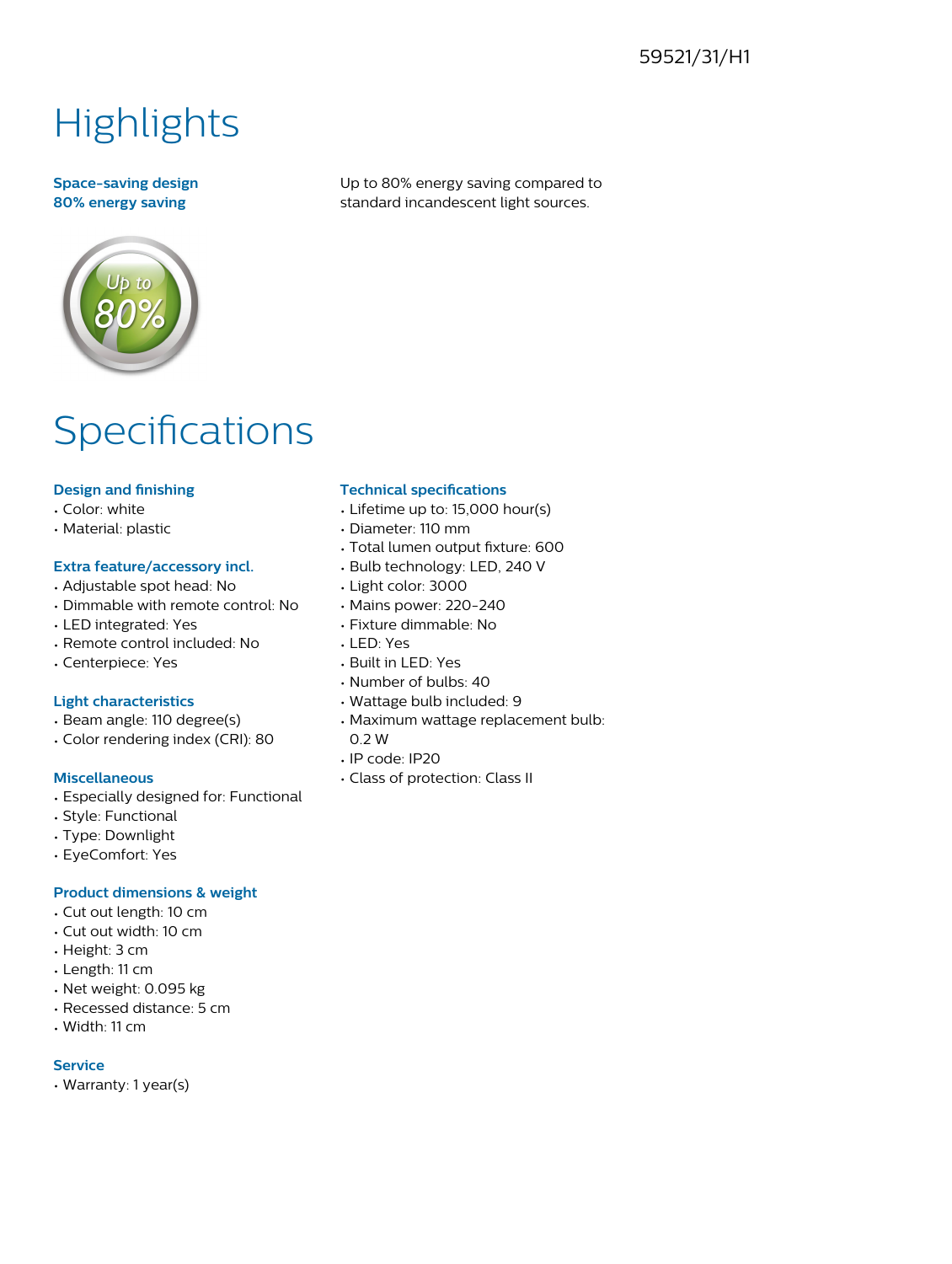59521/31/H1

# Highlights

**Space-saving design**

**80% energy saving**

Up to 80% energy saving compared to standard incandescent light sources.

# Specifications

### Design and finishing
- Color: white
- Material: plastic

### Extra feature/accessory incl.
- Adjustable spot head: No
- Dimmable with remote control: No
- LED integrated: Yes
- Remote control included: No
- Centerpiece: Yes

### Light characteristics
- Beam angle: 110 degree(s)
- Color rendering index (CRI): 80

### Miscellaneous
- Especially designed for: Functional
- Style: Functional
- Type: Downlight
- EyeComfort: Yes

### Product dimensions & weight
- Cut out length: 10 cm
- Cut out width: 10 cm
- Height: 3 cm
- Length: 11 cm
- Net weight: 0.095 kg
- Recessed distance: 5 cm
- Width: 11 cm

### Service
- Warranty: 1 year(s)

### Technical specifications
- Lifetime up to: 15,000 hour(s)
- Diameter: 110 mm
- Total lumen output fixture: 600
- Bulb technology: LED, 240 V
- Light color: 3000
- Mains power: 220-240
- Fixture dimmable: No
- LED: Yes
- Built in LED: Yes
- Number of bulbs: 40
- Wattage bulb included: 9
- Maximum wattage replacement bulb: 0.2 W
- IP code: IP20
- Class of protection: Class II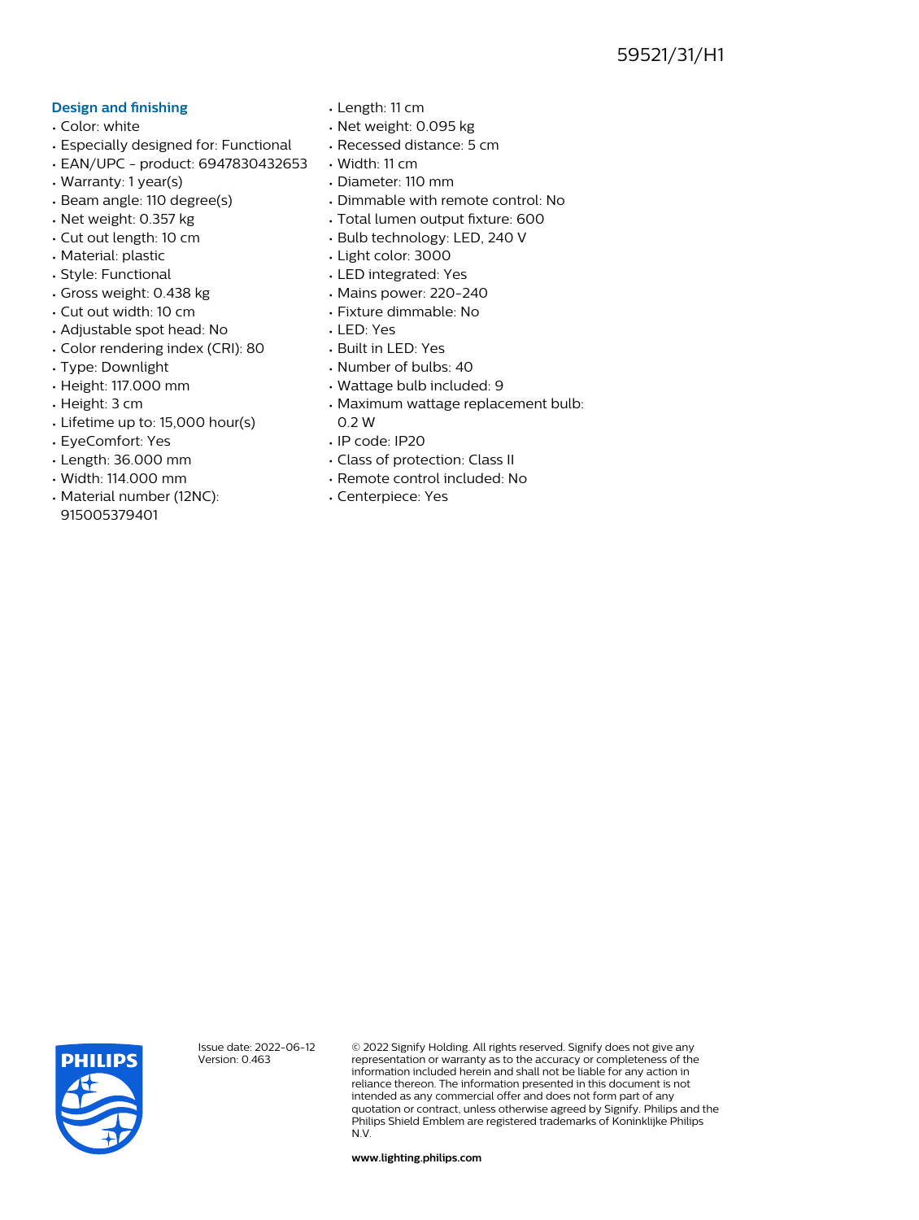59521/31/H1

### Design and finishing

- Color: white
- Especially designed for: Functional
- EAN/UPC - product: 6947830432653
- Warranty: 1 year(s)
- Beam angle: 110 degree(s)
- Net weight: 0.357 kg
- Cut out length: 10 cm
- Material: plastic
- Style: Functional
- Gross weight: 0.438 kg
- Cut out width: 10 cm
- Adjustable spot head: No
- Color rendering index (CRI): 80
- Type: Downlight
- Height: 117.000 mm
- Height: 3 cm
- Lifetime up to: 15,000 hour(s)
- EyeComfort: Yes
- Length: 36.000 mm
- Width: 114.000 mm
- Material number (12NC): 915005379401
- Length: 11 cm
- Net weight: 0.095 kg
- Recessed distance: 5 cm
- Width: 11 cm
- Diameter: 110 mm
- Dimmable with remote control: No
- Total lumen output fixture: 600
- Bulb technology: LED, 240 V
- Light color: 3000
- LED integrated: Yes
- Mains power: 220-240
- Fixture dimmable: No
- LED: Yes
- Built in LED: Yes
- Number of bulbs: 40
- Wattage bulb included: 9
- Maximum wattage replacement bulb: 0.2 W
- IP code: IP20
- Class of protection: Class II
- Remote control included: No
- Centerpiece: Yes

Issue date: 2022-06-12
Version: 0.463

© 2022 Signify Holding. All rights reserved. Signify does not give any representation or warranty as to the accuracy or completeness of the information included herein and shall not be liable for any action in reliance thereon. The information presented in this document is not intended as any commercial offer and does not form part of any quotation or contract, unless otherwise agreed by Signify. Philips and the Philips Shield Emblem are registered trademarks of Koninklijke Philips N.V.

**www.lighting.philips.com**